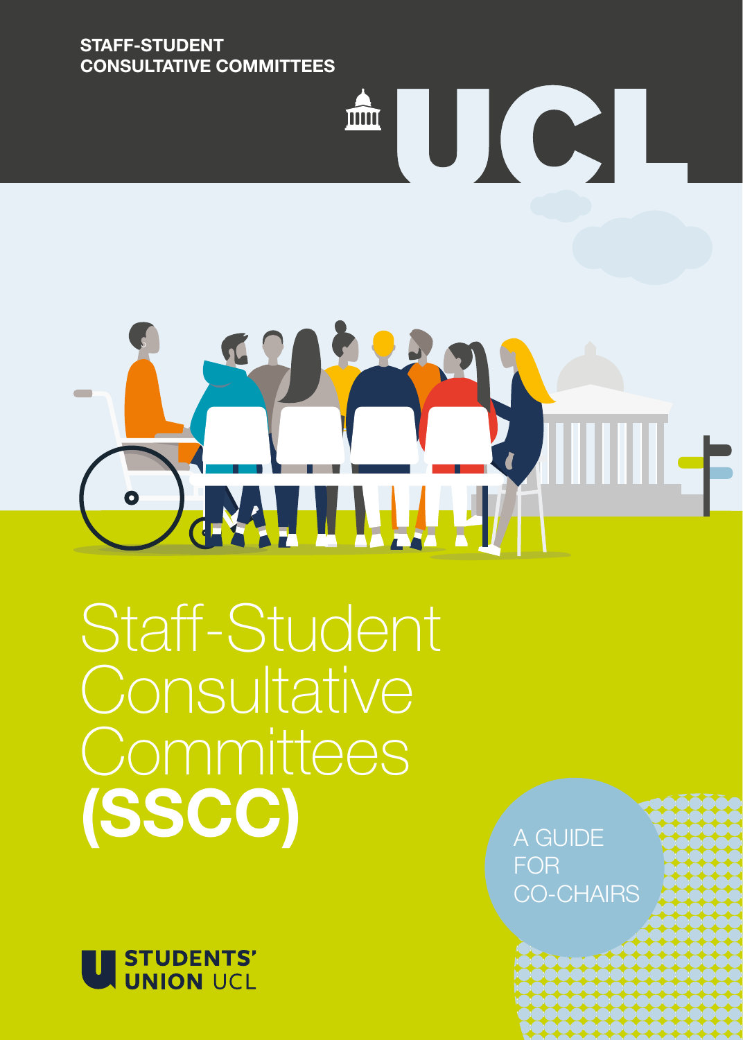**STAFF-STUDENT CONSULTATIVE COMMITTEES**

UCL

# Staff-Student Consultative Committees **(SSCC)**

A GUIDE FOR CO-CHAIRS

STUDENTS' UNION UCL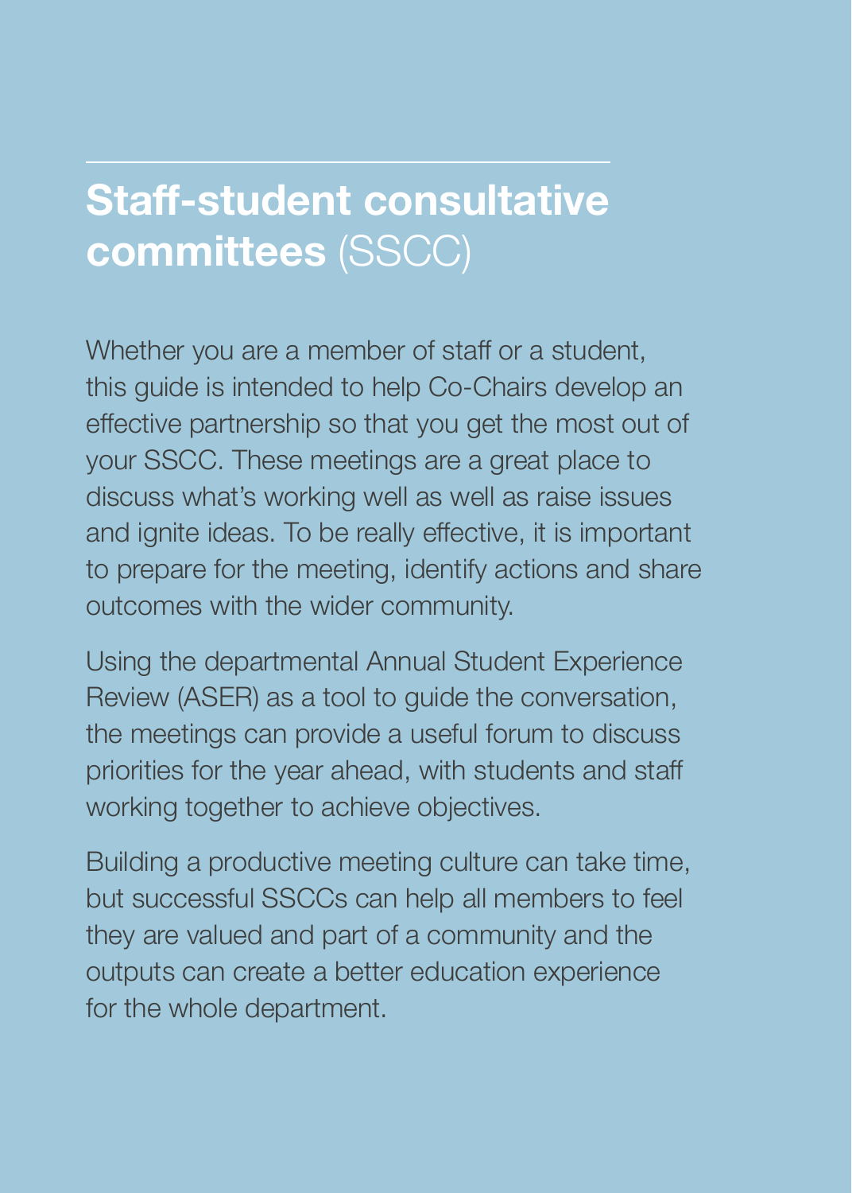# **Staff-student consultative committees** (SSCC)

Whether you are a member of staff or a student, this guide is intended to help Co-Chairs develop an effective partnership so that you get the most out of your SSCC. These meetings are a great place to discuss what's working well as well as raise issues and ignite ideas. To be really effective, it is important to prepare for the meeting, identify actions and share outcomes with the wider community.

Using the departmental Annual Student Experience Review (ASER) as a tool to guide the conversation, the meetings can provide a useful forum to discuss priorities for the year ahead, with students and staff working together to achieve objectives.

Building a productive meeting culture can take time, but successful SSCCs can help all members to feel they are valued and part of a community and the outputs can create a better education experience for the whole department.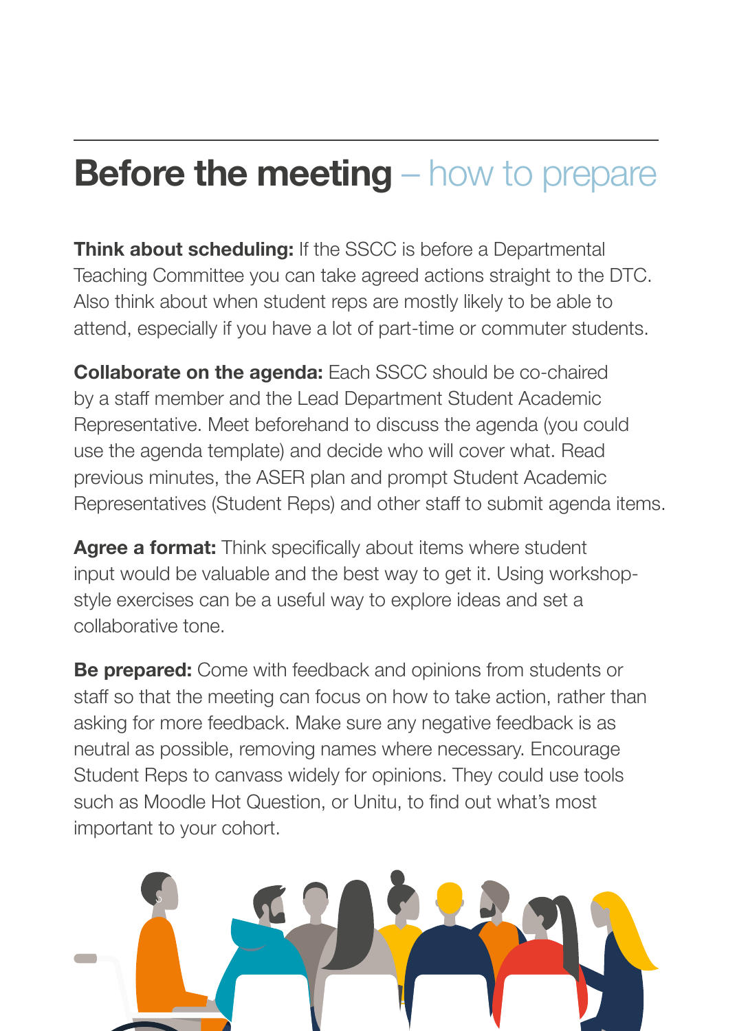# Before the meeting – how to prepare

**Think about scheduling:** If the SSCC is before a Departmental Teaching Committee you can take agreed actions straight to the DTC. Also think about when student reps are mostly likely to be able to attend, especially if you have a lot of part-time or commuter students.

**Collaborate on the agenda:** Each SSCC should be co-chaired by a staff member and the Lead Department Student Academic Representative. Meet beforehand to discuss the agenda (you could use the agenda template) and decide who will cover what. Read previous minutes, the ASER plan and prompt Student Academic Representatives (Student Reps) and other staff to submit agenda items.

**Agree a format:** Think specifically about items where student input would be valuable and the best way to get it. Using workshop-style exercises can be a useful way to explore ideas and set a collaborative tone.

**Be prepared:** Come with feedback and opinions from students or staff so that the meeting can focus on how to take action, rather than asking for more feedback. Make sure any negative feedback is as neutral as possible, removing names where necessary. Encourage Student Reps to canvass widely for opinions. They could use tools such as Moodle Hot Question, or Unitu, to find out what's most important to your cohort.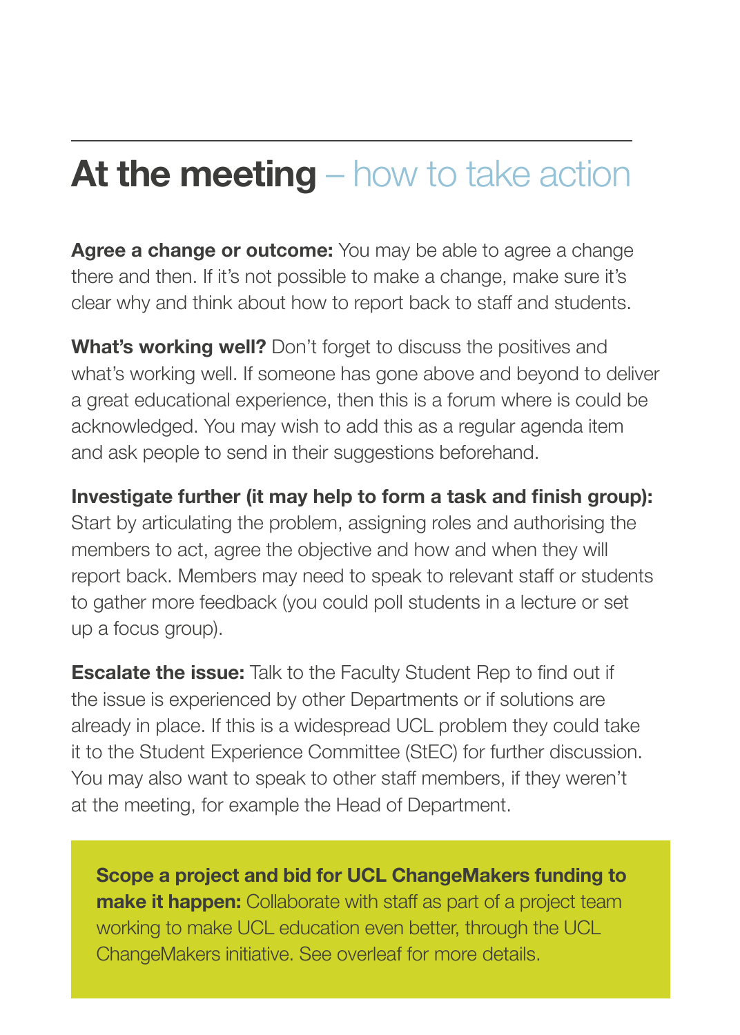# At the meeting – how to take action

**Agree a change or outcome:** You may be able to agree a change there and then. If it's not possible to make a change, make sure it's clear why and think about how to report back to staff and students.

**What's working well?** Don't forget to discuss the positives and what's working well. If someone has gone above and beyond to deliver a great educational experience, then this is a forum where is could be acknowledged. You may wish to add this as a regular agenda item and ask people to send in their suggestions beforehand.

**Investigate further (it may help to form a task and finish group):** Start by articulating the problem, assigning roles and authorising the members to act, agree the objective and how and when they will report back. Members may need to speak to relevant staff or students to gather more feedback (you could poll students in a lecture or set up a focus group).

**Escalate the issue:** Talk to the Faculty Student Rep to find out if the issue is experienced by other Departments or if solutions are already in place. If this is a widespread UCL problem they could take it to the Student Experience Committee (StEC) for further discussion. You may also want to speak to other staff members, if they weren't at the meeting, for example the Head of Department.

**Scope a project and bid for UCL ChangeMakers funding to make it happen:** Collaborate with staff as part of a project team working to make UCL education even better, through the UCL ChangeMakers initiative. See overleaf for more details.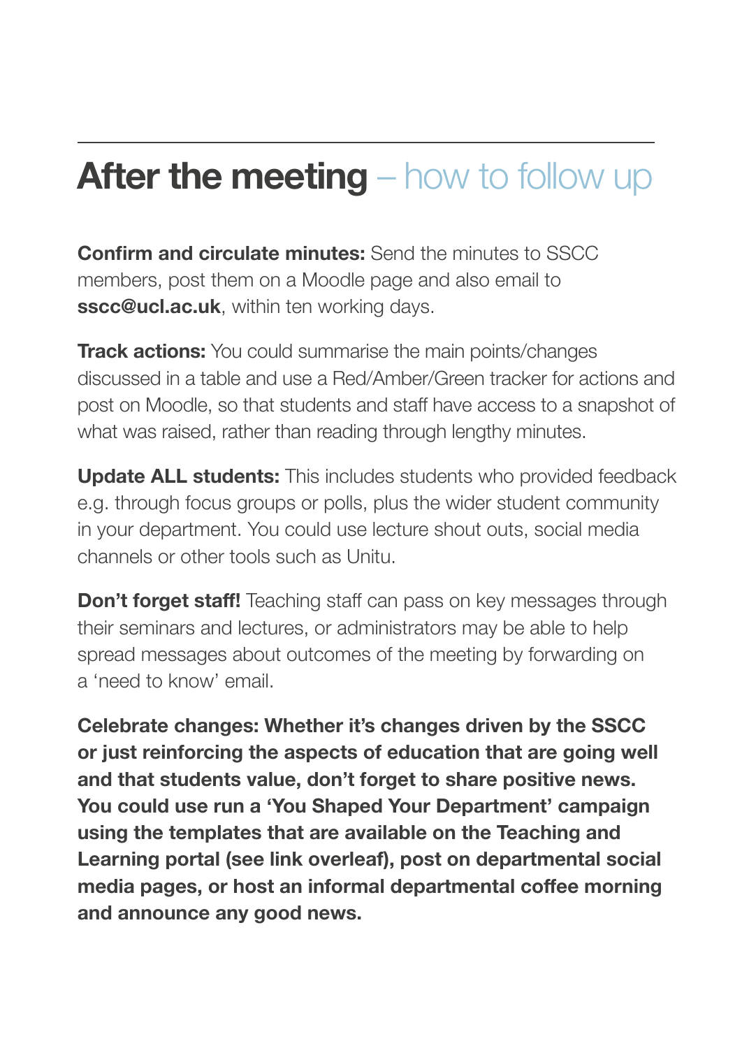## After the meeting – how to follow up

**Confirm and circulate minutes:** Send the minutes to SSCC members, post them on a Moodle page and also email to **sscc@ucl.ac.uk**, within ten working days.

**Track actions:** You could summarise the main points/changes discussed in a table and use a Red/Amber/Green tracker for actions and post on Moodle, so that students and staff have access to a snapshot of what was raised, rather than reading through lengthy minutes.

**Update ALL students:** This includes students who provided feedback e.g. through focus groups or polls, plus the wider student community in your department. You could use lecture shout outs, social media channels or other tools such as Unitu.

**Don't forget staff!** Teaching staff can pass on key messages through their seminars and lectures, or administrators may be able to help spread messages about outcomes of the meeting by forwarding on a 'need to know' email.

**Celebrate changes: Whether it's changes driven by the SSCC or just reinforcing the aspects of education that are going well and that students value, don't forget to share positive news. You could use run a 'You Shaped Your Department' campaign using the templates that are available on the Teaching and Learning portal (see link overleaf), post on departmental social media pages, or host an informal departmental coffee morning and announce any good news.**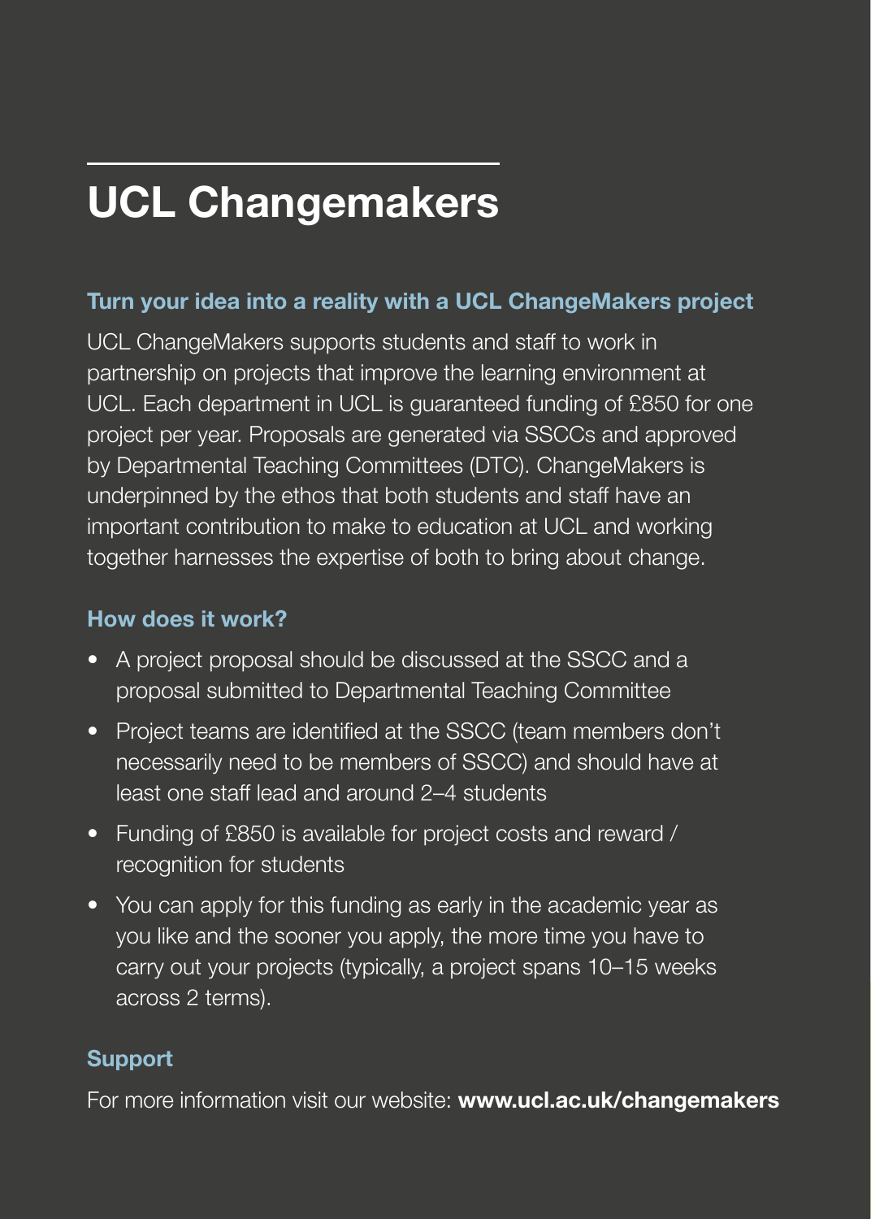# UCL Changemakers

### Turn your idea into a reality with a UCL ChangeMakers project

UCL ChangeMakers supports students and staff to work in partnership on projects that improve the learning environment at UCL. Each department in UCL is guaranteed funding of £850 for one project per year. Proposals are generated via SSCCs and approved by Departmental Teaching Committees (DTC). ChangeMakers is underpinned by the ethos that both students and staff have an important contribution to make to education at UCL and working together harnesses the expertise of both to bring about change.

### How does it work?

- A project proposal should be discussed at the SSCC and a proposal submitted to Departmental Teaching Committee
- Project teams are identified at the SSCC (team members don't necessarily need to be members of SSCC) and should have at least one staff lead and around 2–4 students
- Funding of £850 is available for project costs and reward / recognition for students
- You can apply for this funding as early in the academic year as you like and the sooner you apply, the more time you have to carry out your projects (typically, a project spans 10–15 weeks across 2 terms).

### Support

For more information visit our website: **www.ucl.ac.uk/changemakers**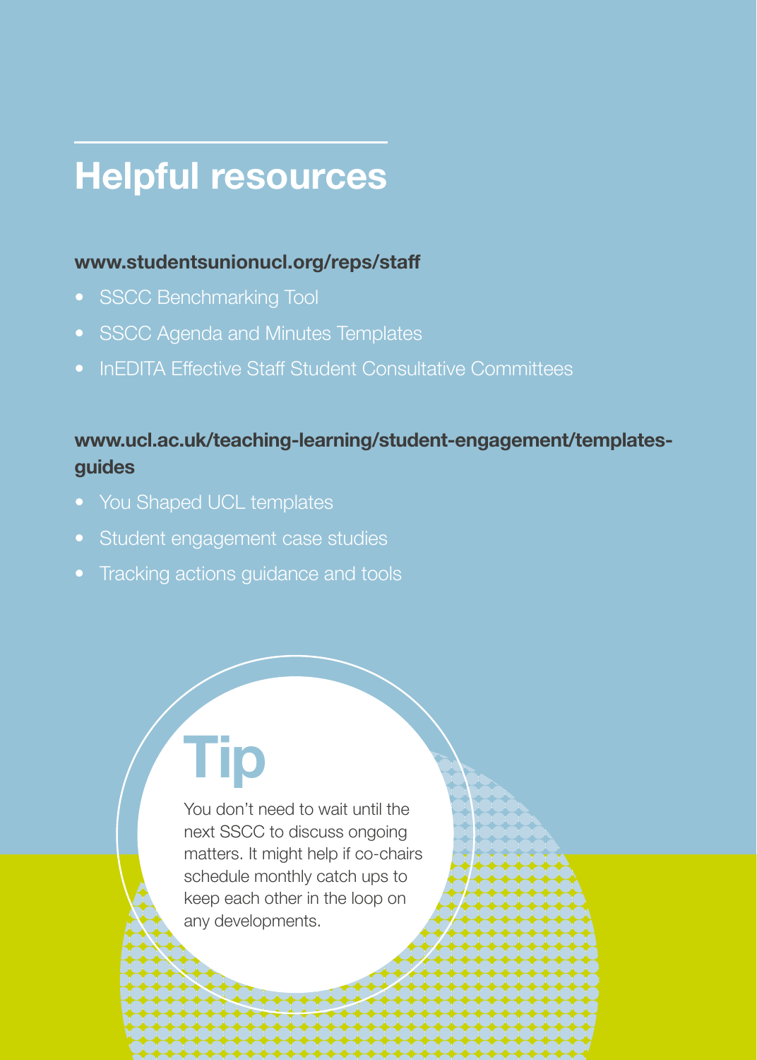# Helpful resources

**www.studentsunionucl.org/reps/staff**

- SSCC Benchmarking Tool
- SSCC Agenda and Minutes Templates
- InEDITA Effective Staff Student Consultative Committees

**www.ucl.ac.uk/teaching-learning/student-engagement/templates-guides**

- You Shaped UCL templates
- Student engagement case studies
- Tracking actions guidance and tools

## Tip

You don't need to wait until the next SSCC to discuss ongoing matters. It might help if co-chairs schedule monthly catch ups to keep each other in the loop on any developments.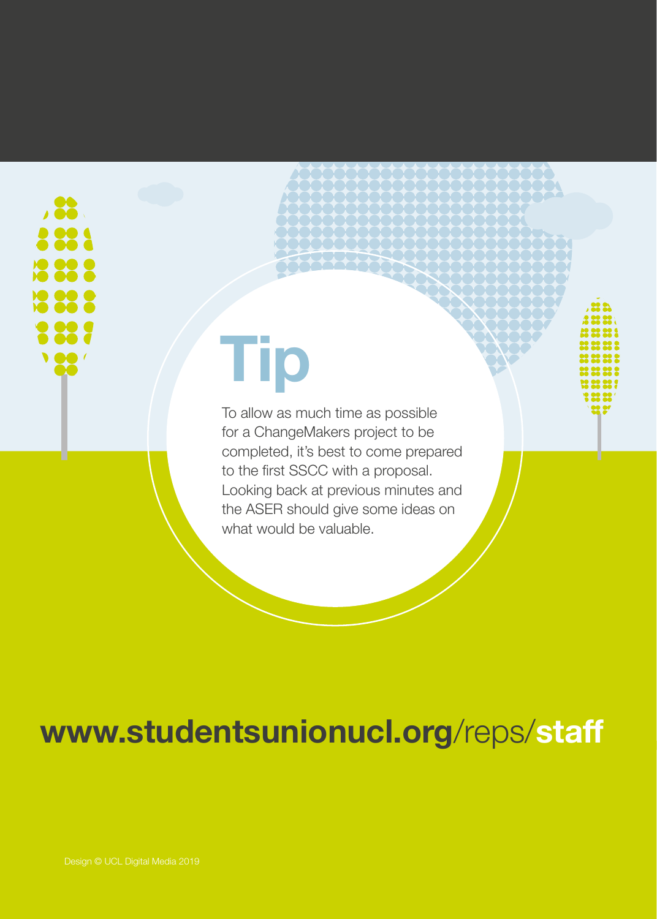# Tip

To allow as much time as possible for a ChangeMakers project to be completed, it's best to come prepared to the first SSCC with a proposal. Looking back at previous minutes and the ASER should give some ideas on what would be valuable.

**www.studentsunionucl.org**/reps/**staff**

Design © UCL Digital Media 2019